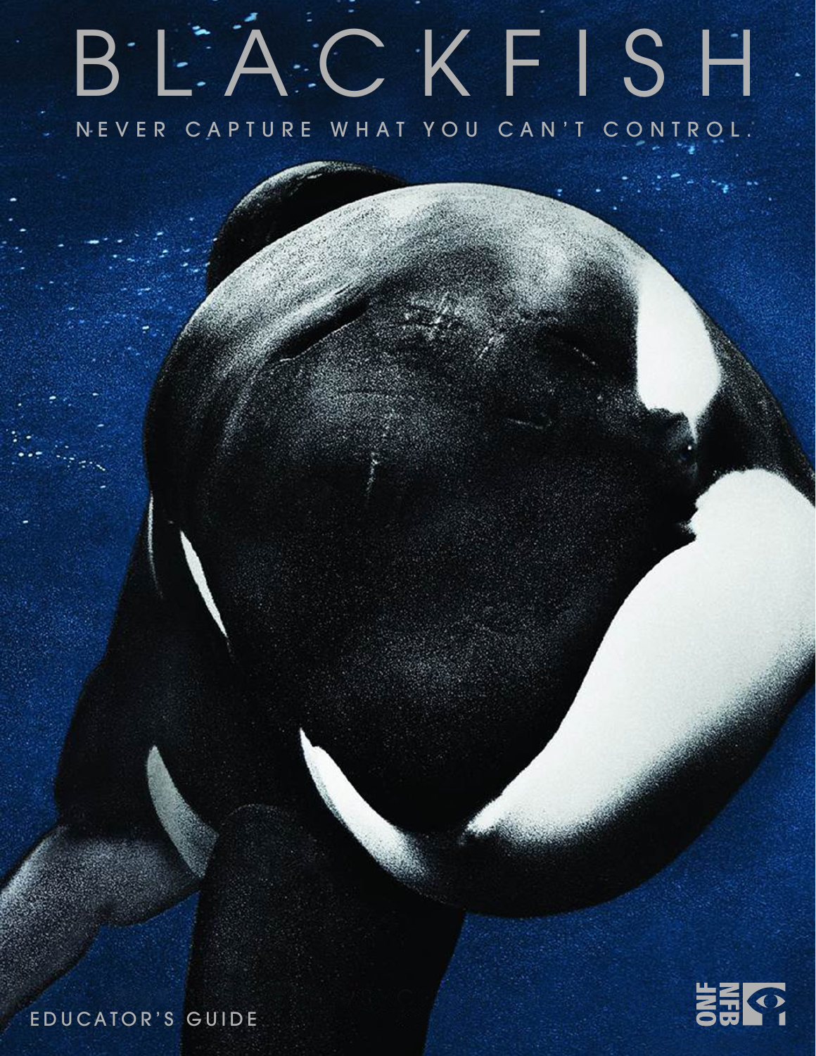# BLACKFISH

NEVER CAPTURE WHAT YOU CAN'T CONTROL.

EDUCATOR'S GUIDE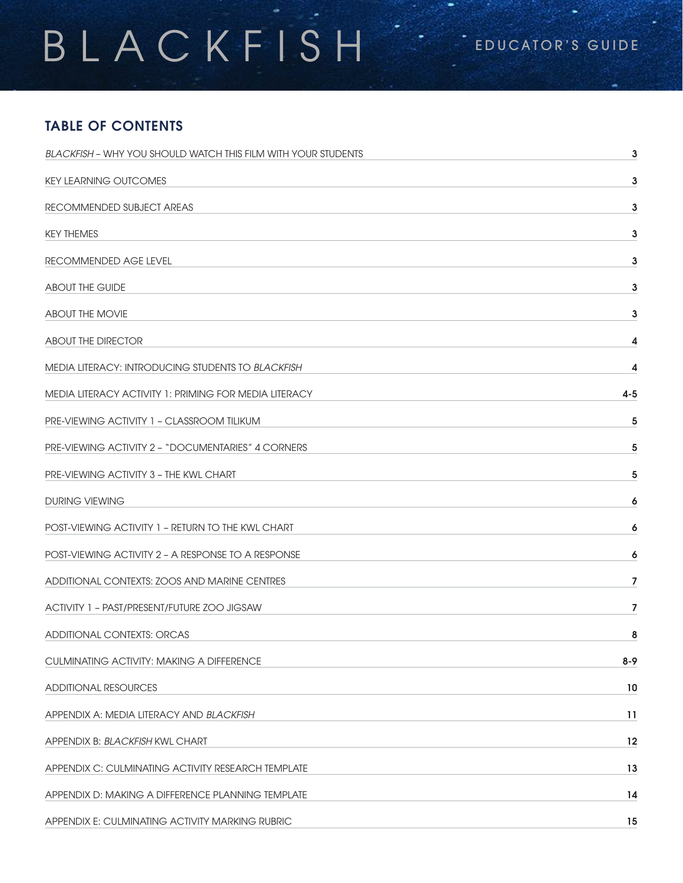# BLACKFISH

EDUCATOR'S GUIDE

## TABLE OF CONTENTS

| | |
|---|---|
| *BLACKFISH* – WHY YOU SHOULD WATCH THIS FILM WITH YOUR STUDENTS | 3 |
| KEY LEARNING OUTCOMES | 3 |
| RECOMMENDED SUBJECT AREAS | 3 |
| KEY THEMES | 3 |
| RECOMMENDED AGE LEVEL | 3 |
| ABOUT THE GUIDE | 3 |
| ABOUT THE MOVIE | 3 |
| ABOUT THE DIRECTOR | 4 |
| MEDIA LITERACY: INTRODUCING STUDENTS TO *BLACKFISH* | 4 |
| MEDIA LITERACY ACTIVITY 1: PRIMING FOR MEDIA LITERACY | 4-5 |
| PRE-VIEWING ACTIVITY 1 – CLASSROOM TILIKUM | 5 |
| PRE-VIEWING ACTIVITY 2 – "DOCUMENTARIES" 4 CORNERS | 5 |
| PRE-VIEWING ACTIVITY 3 – THE KWL CHART | 5 |
| DURING VIEWING | 6 |
| POST-VIEWING ACTIVITY 1 – RETURN TO THE KWL CHART | 6 |
| POST-VIEWING ACTIVITY 2 – A RESPONSE TO A RESPONSE | 6 |
| ADDITIONAL CONTEXTS: ZOOS AND MARINE CENTRES | 7 |
| ACTIVITY 1 – PAST/PRESENT/FUTURE ZOO JIGSAW | 7 |
| ADDITIONAL CONTEXTS: ORCAS | 8 |
| CULMINATING ACTIVITY: MAKING A DIFFERENCE | 8-9 |
| ADDITIONAL RESOURCES | 10 |
| APPENDIX A: MEDIA LITERACY AND *BLACKFISH* | 11 |
| APPENDIX B: *BLACKFISH* KWL CHART | 12 |
| APPENDIX C: CULMINATING ACTIVITY RESEARCH TEMPLATE | 13 |
| APPENDIX D: MAKING A DIFFERENCE PLANNING TEMPLATE | 14 |
| APPENDIX E: CULMINATING ACTIVITY MARKING RUBRIC | 15 |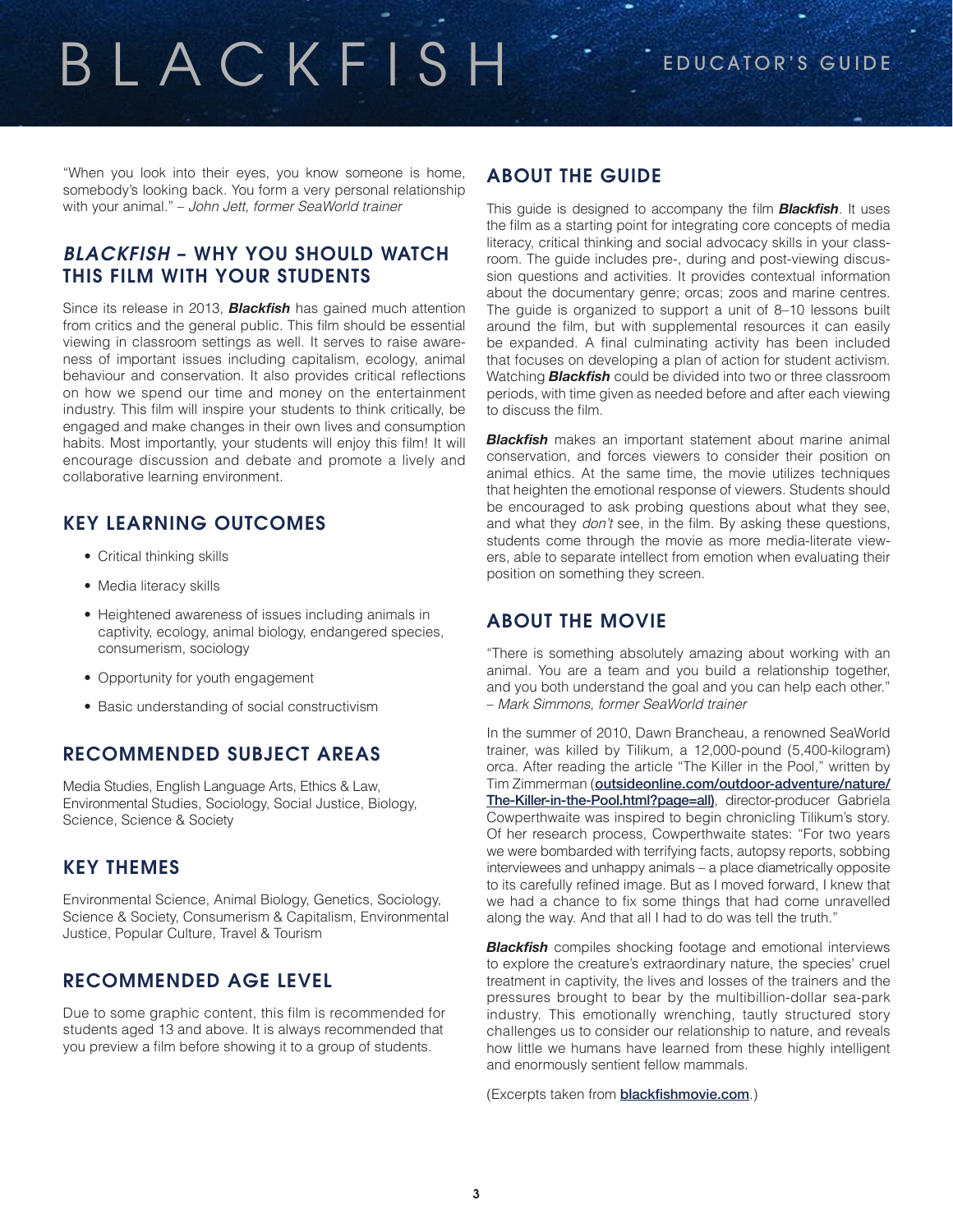"When you look into their eyes, you know someone is home, somebody's looking back. You form a very personal relationship with your animal." – *John Jett, former SeaWorld trainer*

## *BLACKFISH* – WHY YOU SHOULD WATCH THIS FILM WITH YOUR STUDENTS

Since its release in 2013, ***Blackfish*** has gained much attention from critics and the general public. This film should be essential viewing in classroom settings as well. It serves to raise awareness of important issues including capitalism, ecology, animal behaviour and conservation. It also provides critical reflections on how we spend our time and money on the entertainment industry. This film will inspire your students to think critically, be engaged and make changes in their own lives and consumption habits. Most importantly, your students will enjoy this film! It will encourage discussion and debate and promote a lively and collaborative learning environment.

## KEY LEARNING OUTCOMES

- Critical thinking skills
- Media literacy skills
- Heightened awareness of issues including animals in captivity, ecology, animal biology, endangered species, consumerism, sociology
- Opportunity for youth engagement
- Basic understanding of social constructivism

## RECOMMENDED SUBJECT AREAS

Media Studies, English Language Arts, Ethics & Law, Environmental Studies, Sociology, Social Justice, Biology, Science, Science & Society

## KEY THEMES

Environmental Science, Animal Biology, Genetics, Sociology, Science & Society, Consumerism & Capitalism, Environmental Justice, Popular Culture, Travel & Tourism

## RECOMMENDED AGE LEVEL

Due to some graphic content, this film is recommended for students aged 13 and above. It is always recommended that you preview a film before showing it to a group of students.

## ABOUT THE GUIDE

This guide is designed to accompany the film ***Blackfish***. It uses the film as a starting point for integrating core concepts of media literacy, critical thinking and social advocacy skills in your classroom. The guide includes pre-, during and post-viewing discussion questions and activities. It provides contextual information about the documentary genre; orcas; zoos and marine centres. The guide is organized to support a unit of 8–10 lessons built around the film, but with supplemental resources it can easily be expanded. A final culminating activity has been included that focuses on developing a plan of action for student activism. Watching ***Blackfish*** could be divided into two or three classroom periods, with time given as needed before and after each viewing to discuss the film.

***Blackfish*** makes an important statement about marine animal conservation, and forces viewers to consider their position on animal ethics. At the same time, the movie utilizes techniques that heighten the emotional response of viewers. Students should be encouraged to ask probing questions about what they see, and what they *don't* see, in the film. By asking these questions, students come through the movie as more media-literate viewers, able to separate intellect from emotion when evaluating their position on something they screen.

## ABOUT THE MOVIE

"There is something absolutely amazing about working with an animal. You are a team and you build a relationship together, and you both understand the goal and you can help each other." – *Mark Simmons, former SeaWorld trainer*

In the summer of 2010, Dawn Brancheau, a renowned SeaWorld trainer, was killed by Tilikum, a 12,000-pound (5,400-kilogram) orca. After reading the article "The Killer in the Pool," written by Tim Zimmerman (**outsideonline.com/outdoor-adventure/nature/The-Killer-in-the-Pool.html?page=all)**, director-producer Gabriela Cowperthwaite was inspired to begin chronicling Tilikum's story. Of her research process, Cowperthwaite states: "For two years we were bombarded with terrifying facts, autopsy reports, sobbing interviewees and unhappy animals – a place diametrically opposite to its carefully refined image. But as I moved forward, I knew that we had a chance to fix some things that had come unravelled along the way. And that all I had to do was tell the truth."

***Blackfish*** compiles shocking footage and emotional interviews to explore the creature's extraordinary nature, the species' cruel treatment in captivity, the lives and losses of the trainers and the pressures brought to bear by the multibillion-dollar sea-park industry. This emotionally wrenching, tautly structured story challenges us to consider our relationship to nature, and reveals how little we humans have learned from these highly intelligent and enormously sentient fellow mammals.

(Excerpts taken from **blackfishmovie.com**.)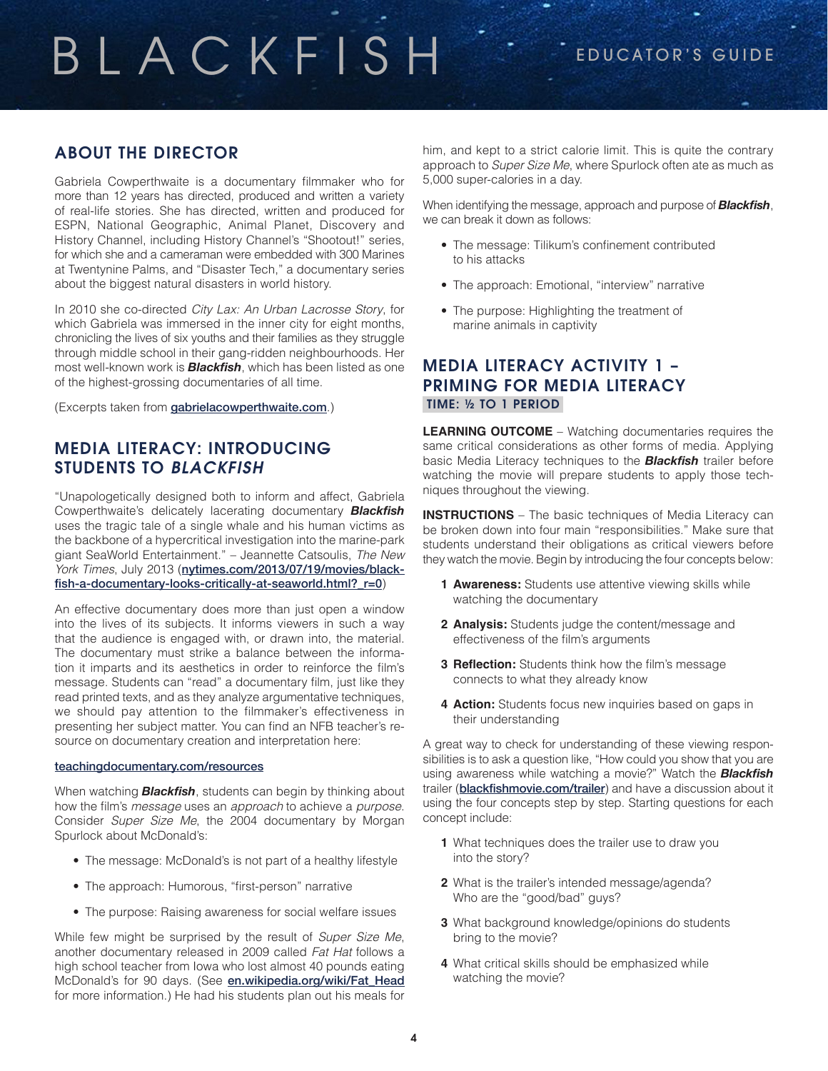## ABOUT THE DIRECTOR

Gabriela Cowperthwaite is a documentary filmmaker who for more than 12 years has directed, produced and written a variety of real-life stories. She has directed, written and produced for ESPN, National Geographic, Animal Planet, Discovery and History Channel, including History Channel's "Shootout!" series, for which she and a cameraman were embedded with 300 Marines at Twentynine Palms, and "Disaster Tech," a documentary series about the biggest natural disasters in world history.

In 2010 she co-directed *City Lax: An Urban Lacrosse Story*, for which Gabriela was immersed in the inner city for eight months, chronicling the lives of six youths and their families as they struggle through middle school in their gang-ridden neighbourhoods. Her most well-known work is ***Blackfish***, which has been listed as one of the highest-grossing documentaries of all time.

(Excerpts taken from **gabrielacowperthwaite.com**.)

## MEDIA LITERACY: INTRODUCING STUDENTS TO *BLACKFISH*

"Unapologetically designed both to inform and affect, Gabriela Cowperthwaite's delicately lacerating documentary ***Blackfish*** uses the tragic tale of a single whale and his human victims as the backbone of a hypercritical investigation into the marine-park giant SeaWorld Entertainment." – Jeannette Catsoulis, *The New York Times*, July 2013 (**nytimes.com/2013/07/19/movies/blackfish-a-documentary-looks-critically-at-seaworld.html?_r=0**)

An effective documentary does more than just open a window into the lives of its subjects. It informs viewers in such a way that the audience is engaged with, or drawn into, the material. The documentary must strike a balance between the information it imparts and its aesthetics in order to reinforce the film's message. Students can "read" a documentary film, just like they read printed texts, and as they analyze argumentative techniques, we should pay attention to the filmmaker's effectiveness in presenting her subject matter. You can find an NFB teacher's resource on documentary creation and interpretation here:

**teachingdocumentary.com/resources**

When watching ***Blackfish***, students can begin by thinking about how the film's *message* uses an *approach* to achieve a *purpose*. Consider *Super Size Me*, the 2004 documentary by Morgan Spurlock about McDonald's:

- The message: McDonald's is not part of a healthy lifestyle
- The approach: Humorous, "first-person" narrative
- The purpose: Raising awareness for social welfare issues

While few might be surprised by the result of *Super Size Me*, another documentary released in 2009 called *Fat Hat* follows a high school teacher from Iowa who lost almost 40 pounds eating McDonald's for 90 days. (See **en.wikipedia.org/wiki/Fat_Head** for more information.) He had his students plan out his meals for him, and kept to a strict calorie limit. This is quite the contrary approach to *Super Size Me*, where Spurlock often ate as much as 5,000 super-calories in a day.

When identifying the message, approach and purpose of ***Blackfish***, we can break it down as follows:

- The message: Tilikum's confinement contributed to his attacks
- The approach: Emotional, "interview" narrative
- The purpose: Highlighting the treatment of marine animals in captivity

## MEDIA LITERACY ACTIVITY 1 – PRIMING FOR MEDIA LITERACY

**TIME: ½ TO 1 PERIOD**

**LEARNING OUTCOME** – Watching documentaries requires the same critical considerations as other forms of media. Applying basic Media Literacy techniques to the ***Blackfish*** trailer before watching the movie will prepare students to apply those techniques throughout the viewing.

**INSTRUCTIONS** – The basic techniques of Media Literacy can be broken down into four main "responsibilities." Make sure that students understand their obligations as critical viewers before they watch the movie. Begin by introducing the four concepts below:

1. **Awareness:** Students use attentive viewing skills while watching the documentary
2. **Analysis:** Students judge the content/message and effectiveness of the film's arguments
3. **Reflection:** Students think how the film's message connects to what they already know
4. **Action:** Students focus new inquiries based on gaps in their understanding

A great way to check for understanding of these viewing responsibilities is to ask a question like, "How could you show that you are using awareness while watching a movie?" Watch the ***Blackfish*** trailer (**blackfishmovie.com/trailer**) and have a discussion about it using the four concepts step by step. Starting questions for each concept include:

1. What techniques does the trailer use to draw you into the story?
2. What is the trailer's intended message/agenda? Who are the "good/bad" guys?
3. What background knowledge/opinions do students bring to the movie?
4. What critical skills should be emphasized while watching the movie?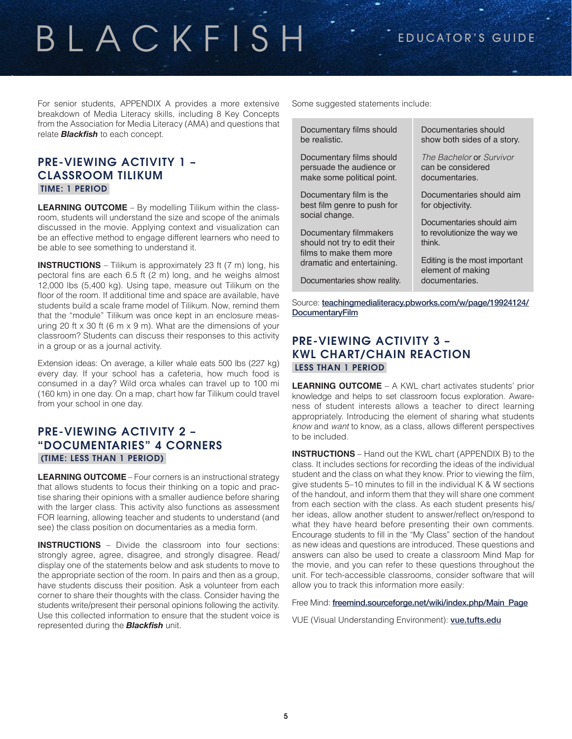For senior students, APPENDIX A provides a more extensive breakdown of Media Literacy skills, including 8 Key Concepts from the Association for Media Literacy (AMA) and questions that relate ***Blackfish*** to each concept.

## PRE-VIEWING ACTIVITY 1 – CLASSROOM TILIKUM

**TIME: 1 PERIOD**

**LEARNING OUTCOME** – By modelling Tilikum within the classroom, students will understand the size and scope of the animals discussed in the movie. Applying context and visualization can be an effective method to engage different learners who need to be able to see something to understand it.

**INSTRUCTIONS** – Tilikum is approximately 23 ft (7 m) long, his pectoral fins are each 6.5 ft (2 m) long, and he weighs almost 12,000 lbs (5,400 kg). Using tape, measure out Tilikum on the floor of the room. If additional time and space are available, have students build a scale frame model of Tilikum. Now, remind them that the "module" Tilikum was once kept in an enclosure measuring 20 ft x 30 ft (6 m x 9 m). What are the dimensions of your classroom? Students can discuss their responses to this activity in a group or as a journal activity.

Extension ideas: On average, a killer whale eats 500 lbs (227 kg) every day. If your school has a cafeteria, how much food is consumed in a day? Wild orca whales can travel up to 100 mi (160 km) in one day. On a map, chart how far Tilikum could travel from your school in one day.

## PRE-VIEWING ACTIVITY 2 – "DOCUMENTARIES" 4 CORNERS

**(TIME: LESS THAN 1 PERIOD)**

**LEARNING OUTCOME** – Four corners is an instructional strategy that allows students to focus their thinking on a topic and practise sharing their opinions with a smaller audience before sharing with the larger class. This activity also functions as assessment FOR learning, allowing teacher and students to understand (and see) the class position on documentaries as a media form.

**INSTRUCTIONS** – Divide the classroom into four sections: strongly agree, agree, disagree, and strongly disagree. Read/display one of the statements below and ask students to move to the appropriate section of the room. In pairs and then as a group, have students discuss their position. Ask a volunteer from each corner to share their thoughts with the class. Consider having the students write/present their personal opinions following the activity. Use this collected information to ensure that the student voice is represented during the ***Blackfish*** unit.

Some suggested statements include:

| | |
|---|---|
| Documentary films should be realistic. | Documentaries should show both sides of a story. |
| Documentary films should persuade the audience or make some political point. | *The Bachelor* or *Survivor* can be considered documentaries. |
| Documentary film is the best film genre to push for social change. | Documentaries should aim for objectivity. |
| Documentary filmmakers should not try to edit their films to make them more dramatic and entertaining. | Documentaries should aim to revolutionize the way we think. |
| Documentaries show reality. | Editing is the most important element of making documentaries. |

Source: teachingmedialiteracy.pbworks.com/w/page/19924124/DocumentaryFilm

## PRE-VIEWING ACTIVITY 3 – KWL CHART/CHAIN REACTION

**LESS THAN 1 PERIOD**

**LEARNING OUTCOME** – A KWL chart activates students' prior knowledge and helps to set classroom focus exploration. Awareness of student interests allows a teacher to direct learning appropriately. Introducing the element of sharing what students *know* and *want* to know, as a class, allows different perspectives to be included.

**INSTRUCTIONS** – Hand out the KWL chart (APPENDIX B) to the class. It includes sections for recording the ideas of the individual student and the class on what they know. Prior to viewing the film, give students 5–10 minutes to fill in the individual K & W sections of the handout, and inform them that they will share one comment from each section with the class. As each student presents his/her ideas, allow another student to answer/reflect on/respond to what they have heard before presenting their own comments. Encourage students to fill in the "My Class" section of the handout as new ideas and questions are introduced. These questions and answers can also be used to create a classroom Mind Map for the movie, and you can refer to these questions throughout the unit. For tech-accessible classrooms, consider software that will allow you to track this information more easily:

Free Mind: freemind.sourceforge.net/wiki/index.php/Main_Page

VUE (Visual Understanding Environment): vue.tufts.edu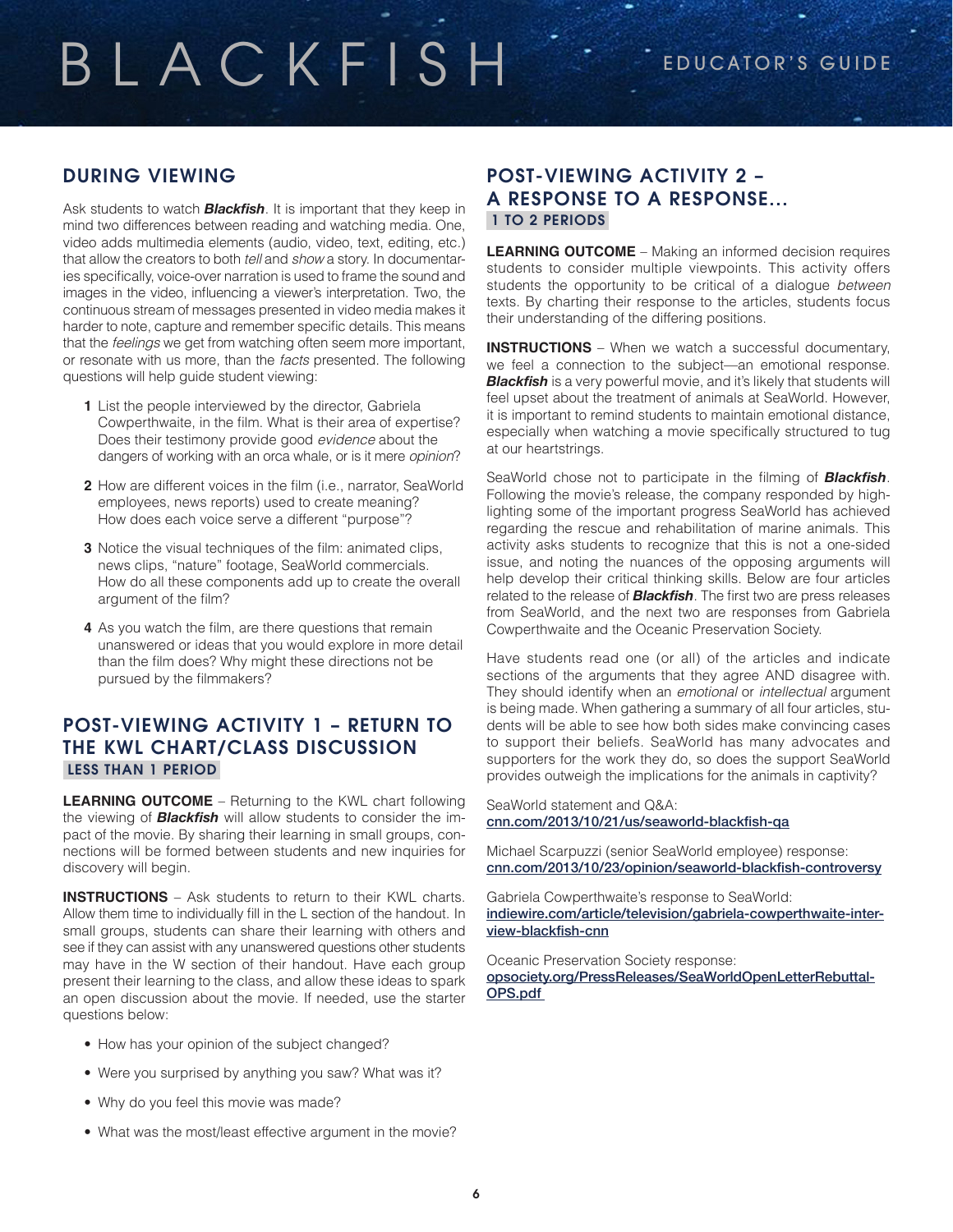## DURING VIEWING

Ask students to watch ***Blackfish***. It is important that they keep in mind two differences between reading and watching media. One, video adds multimedia elements (audio, video, text, editing, etc.) that allow the creators to both *tell* and *show* a story. In documentaries specifically, voice-over narration is used to frame the sound and images in the video, influencing a viewer's interpretation. Two, the continuous stream of messages presented in video media makes it harder to note, capture and remember specific details. This means that the *feelings* we get from watching often seem more important, or resonate with us more, than the *facts* presented. The following questions will help guide student viewing:

1. List the people interviewed by the director, Gabriela Cowperthwaite, in the film. What is their area of expertise? Does their testimony provide good *evidence* about the dangers of working with an orca whale, or is it mere *opinion*?
2. How are different voices in the film (i.e., narrator, SeaWorld employees, news reports) used to create meaning? How does each voice serve a different "purpose"?
3. Notice the visual techniques of the film: animated clips, news clips, "nature" footage, SeaWorld commercials. How do all these components add up to create the overall argument of the film?
4. As you watch the film, are there questions that remain unanswered or ideas that you would explore in more detail than the film does? Why might these directions not be pursued by the filmmakers?

## POST-VIEWING ACTIVITY 1 – RETURN TO THE KWL CHART/CLASS DISCUSSION

**LESS THAN 1 PERIOD**

**LEARNING OUTCOME** – Returning to the KWL chart following the viewing of ***Blackfish*** will allow students to consider the impact of the movie. By sharing their learning in small groups, connections will be formed between students and new inquiries for discovery will begin.

**INSTRUCTIONS** – Ask students to return to their KWL charts. Allow them time to individually fill in the L section of the handout. In small groups, students can share their learning with others and see if they can assist with any unanswered questions other students may have in the W section of their handout. Have each group present their learning to the class, and allow these ideas to spark an open discussion about the movie. If needed, use the starter questions below:

- How has your opinion of the subject changed?
- Were you surprised by anything you saw? What was it?
- Why do you feel this movie was made?
- What was the most/least effective argument in the movie?

## POST-VIEWING ACTIVITY 2 – A RESPONSE TO A RESPONSE...

**1 TO 2 PERIODS**

**LEARNING OUTCOME** – Making an informed decision requires students to consider multiple viewpoints. This activity offers students the opportunity to be critical of a dialogue *between* texts. By charting their response to the articles, students focus their understanding of the differing positions.

**INSTRUCTIONS** – When we watch a successful documentary, we feel a connection to the subject—an emotional response. ***Blackfish*** is a very powerful movie, and it's likely that students will feel upset about the treatment of animals at SeaWorld. However, it is important to remind students to maintain emotional distance, especially when watching a movie specifically structured to tug at our heartstrings.

SeaWorld chose not to participate in the filming of ***Blackfish***. Following the movie's release, the company responded by highlighting some of the important progress SeaWorld has achieved regarding the rescue and rehabilitation of marine animals. This activity asks students to recognize that this is not a one-sided issue, and noting the nuances of the opposing arguments will help develop their critical thinking skills. Below are four articles related to the release of ***Blackfish***. The first two are press releases from SeaWorld, and the next two are responses from Gabriela Cowperthwaite and the Oceanic Preservation Society.

Have students read one (or all) of the articles and indicate sections of the arguments that they agree AND disagree with. They should identify when an *emotional* or *intellectual* argument is being made. When gathering a summary of all four articles, students will be able to see how both sides make convincing cases to support their beliefs. SeaWorld has many advocates and supporters for the work they do, so does the support SeaWorld provides outweigh the implications for the animals in captivity?

SeaWorld statement and Q&A:
cnn.com/2013/10/21/us/seaworld-blackfish-qa

Michael Scarpuzzi (senior SeaWorld employee) response:
cnn.com/2013/10/23/opinion/seaworld-blackfish-controversy

Gabriela Cowperthwaite's response to SeaWorld:
indiewire.com/article/television/gabriela-cowperthwaite-interview-blackfish-cnn

Oceanic Preservation Society response:
opsociety.org/PressReleases/SeaWorldOpenLetterRebuttal-OPS.pdf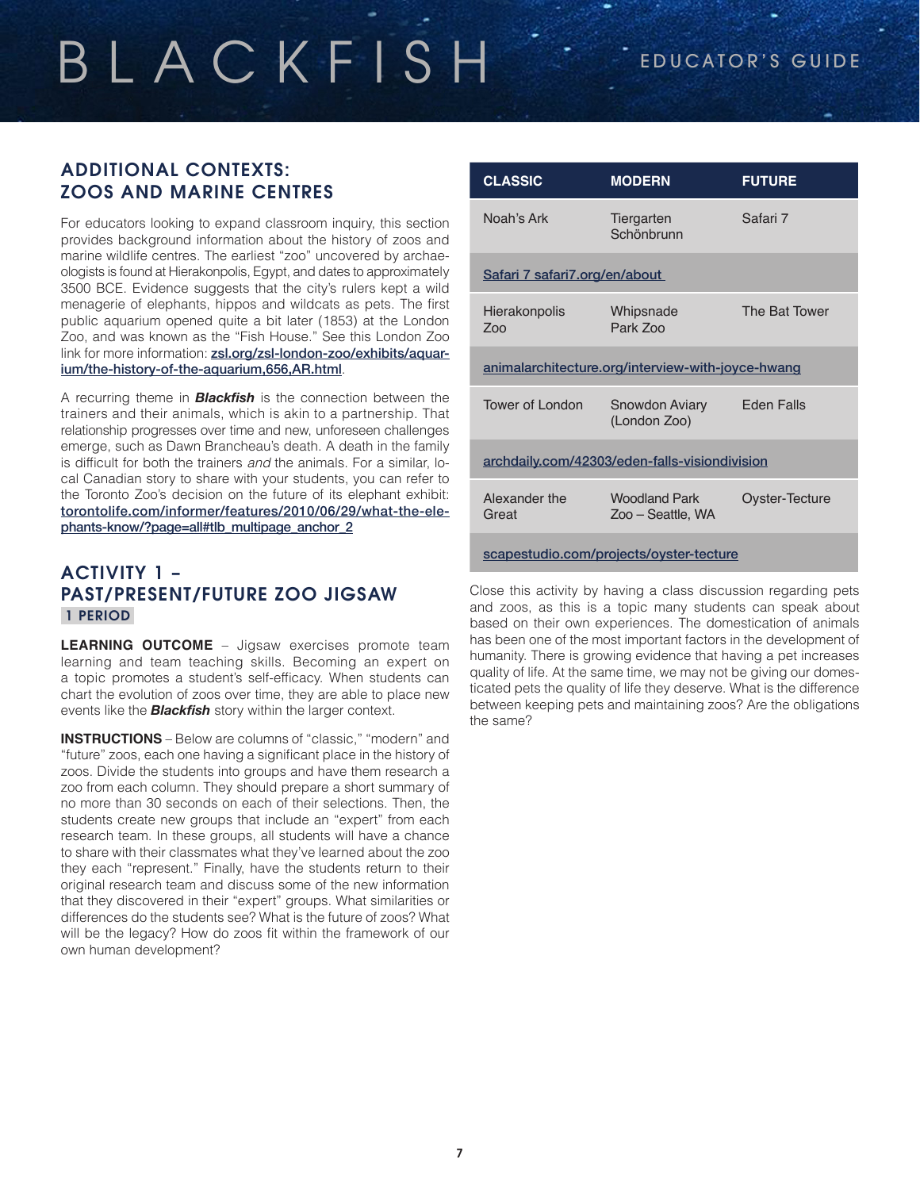## ADDITIONAL CONTEXTS: ZOOS AND MARINE CENTRES

For educators looking to expand classroom inquiry, this section provides background information about the history of zoos and marine wildlife centres. The earliest "zoo" uncovered by archaeologists is found at Hierakonpolis, Egypt, and dates to approximately 3500 BCE. Evidence suggests that the city's rulers kept a wild menagerie of elephants, hippos and wildcats as pets. The first public aquarium opened quite a bit later (1853) at the London Zoo, and was known as the "Fish House." See this London Zoo link for more information: **zsl.org/zsl-london-zoo/exhibits/aquarium/the-history-of-the-aquarium,656,AR.html**.

A recurring theme in ***Blackfish*** is the connection between the trainers and their animals, which is akin to a partnership. That relationship progresses over time and new, unforeseen challenges emerge, such as Dawn Brancheau's death. A death in the family is difficult for both the trainers *and* the animals. For a similar, local Canadian story to share with your students, you can refer to the Toronto Zoo's decision on the future of its elephant exhibit: **torontolife.com/informer/features/2010/06/29/what-the-elephants-know/?page=all#tlb_multipage_anchor_2**

## ACTIVITY 1 – PAST/PRESENT/FUTURE ZOO JIGSAW

**1 PERIOD**

**LEARNING OUTCOME** – Jigsaw exercises promote team learning and team teaching skills. Becoming an expert on a topic promotes a student's self-efficacy. When students can chart the evolution of zoos over time, they are able to place new events like the ***Blackfish*** story within the larger context.

**INSTRUCTIONS** – Below are columns of "classic," "modern" and "future" zoos, each one having a significant place in the history of zoos. Divide the students into groups and have them research a zoo from each column. They should prepare a short summary of no more than 30 seconds on each of their selections. Then, the students create new groups that include an "expert" from each research team. In these groups, all students will have a chance to share with their classmates what they've learned about the zoo they each "represent." Finally, have the students return to their original research team and discuss some of the new information that they discovered in their "expert" groups. What similarities or differences do the students see? What is the future of zoos? What will be the legacy? How do zoos fit within the framework of our own human development?

| CLASSIC | MODERN | FUTURE |
|---|---|---|
| Noah's Ark | Tiergarten Schönbrunn | Safari 7 |
| Safari 7 safari7.org/en/about | | |
| Hierakonpolis Zoo | Whipsnade Park Zoo | The Bat Tower |
| animalarchitecture.org/interview-with-joyce-hwang | | |
| Tower of London | Snowdon Aviary (London Zoo) | Eden Falls |
| archdaily.com/42303/eden-falls-visiondivision | | |
| Alexander the Great | Woodland Park Zoo – Seattle, WA | Oyster-Tecture |
| scapestudio.com/projects/oyster-tecture | | |

Close this activity by having a class discussion regarding pets and zoos, as this is a topic many students can speak about based on their own experiences. The domestication of animals has been one of the most important factors in the development of humanity. There is growing evidence that having a pet increases quality of life. At the same time, we may not be giving our domesticated pets the quality of life they deserve. What is the difference between keeping pets and maintaining zoos? Are the obligations the same?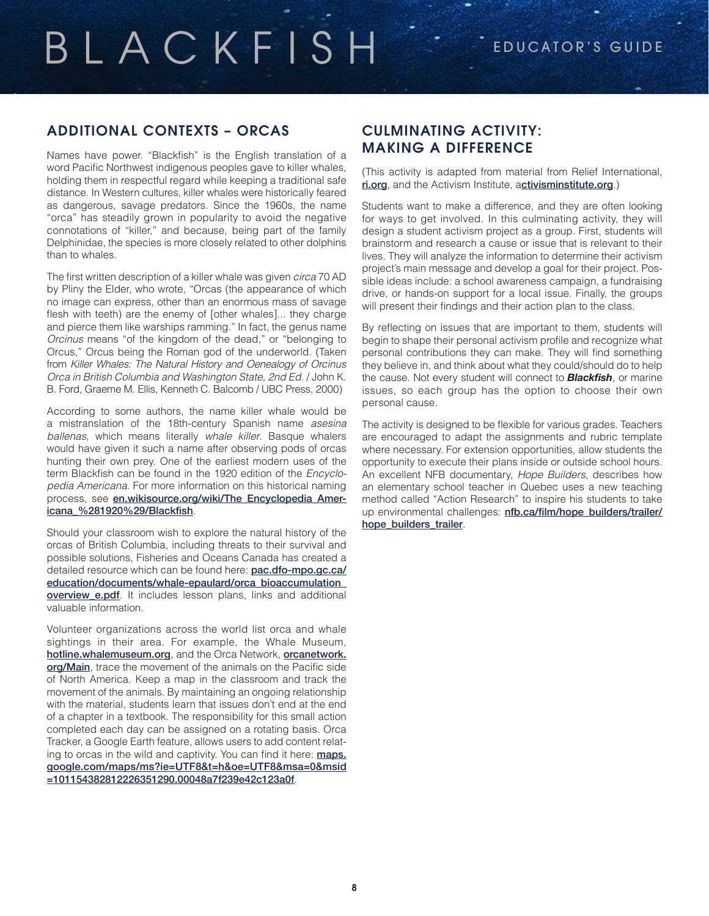## ADDITIONAL CONTEXTS – ORCAS

Names have power. "Blackfish" is the English translation of a word Pacific Northwest indigenous peoples gave to killer whales, holding them in respectful regard while keeping a traditional safe distance. In Western cultures, killer whales were historically feared as dangerous, savage predators. Since the 1960s, the name "orca" has steadily grown in popularity to avoid the negative connotations of "killer," and because, being part of the family Delphinidae, the species is more closely related to other dolphins than to whales.

The first written description of a killer whale was given *circa* 70 AD by Pliny the Elder, who wrote, "Orcas (the appearance of which no image can express, other than an enormous mass of savage flesh with teeth) are the enemy of [other whales]... they charge and pierce them like warships ramming." In fact, the genus name *Orcinus* means "of the kingdom of the dead," or "belonging to Orcus," Orcus being the Roman god of the underworld. (Taken from *Killer Whales: The Natural History and Oenealogy of Orcinus Orca in British Columbia and Washington State, 2nd Ed.* / John K. B. Ford, Graeme M. Ellis, Kenneth C. Balcomb / UBC Press, 2000)

According to some authors, the name killer whale would be a mistranslation of the 18th-century Spanish name *asesina ballenas*, which means literally *whale killer*. Basque whalers would have given it such a name after observing pods of orcas hunting their own prey. One of the earliest modern uses of the term Blackfish can be found in the 1920 edition of the *Encyclopedia Americana*. For more information on this historical naming process, see **en.wikisource.org/wiki/The_Encyclopedia_Americana_%281920%29/Blackfish**.

Should your classroom wish to explore the natural history of the orcas of British Columbia, including threats to their survival and possible solutions, Fisheries and Oceans Canada has created a detailed resource which can be found here: **pac.dfo-mpo.gc.ca/education/documents/whale-epaulard/orca_bioaccumulation_overview_e.pdf**. It includes lesson plans, links and additional valuable information.

Volunteer organizations across the world list orca and whale sightings in their area. For example, the Whale Museum, **hotline.whalemuseum.org**, and the Orca Network, **orcanetwork.org/Main**, trace the movement of the animals on the Pacific side of North America. Keep a map in the classroom and track the movement of the animals. By maintaining an ongoing relationship with the material, students learn that issues don't end at the end of a chapter in a textbook. The responsibility for this small action completed each day can be assigned on a rotating basis. Orca Tracker, a Google Earth feature, allows users to add content relating to orcas in the wild and captivity. You can find it here: **maps.google.com/maps/ms?ie=UTF8&t=h&oe=UTF8&msa=0&msid=101154382812226351290.00048a7f239e42c123a0f**.

## CULMINATING ACTIVITY: MAKING A DIFFERENCE

(This activity is adapted from material from Relief International, **ri.org**, and the Activism Institute, **activisminstitute.org**.)

Students want to make a difference, and they are often looking for ways to get involved. In this culminating activity, they will design a student activism project as a group. First, students will brainstorm and research a cause or issue that is relevant to their lives. They will analyze the information to determine their activism project's main message and develop a goal for their project. Possible ideas include: a school awareness campaign, a fundraising drive, or hands-on support for a local issue. Finally, the groups will present their findings and their action plan to the class.

By reflecting on issues that are important to them, students will begin to shape their personal activism profile and recognize what personal contributions they can make. They will find something they believe in, and think about what they could/should do to help the cause. Not every student will connect to ***Blackfish***, or marine issues, so each group has the option to choose their own personal cause.

The activity is designed to be flexible for various grades. Teachers are encouraged to adapt the assignments and rubric template where necessary. For extension opportunities, allow students the opportunity to execute their plans inside or outside school hours. An excellent NFB documentary, *Hope Builders*, describes how an elementary school teacher in Quebec uses a new teaching method called "Action Research" to inspire his students to take up environmental challenges: **nfb.ca/film/hope_builders/trailer/hope_builders_trailer**.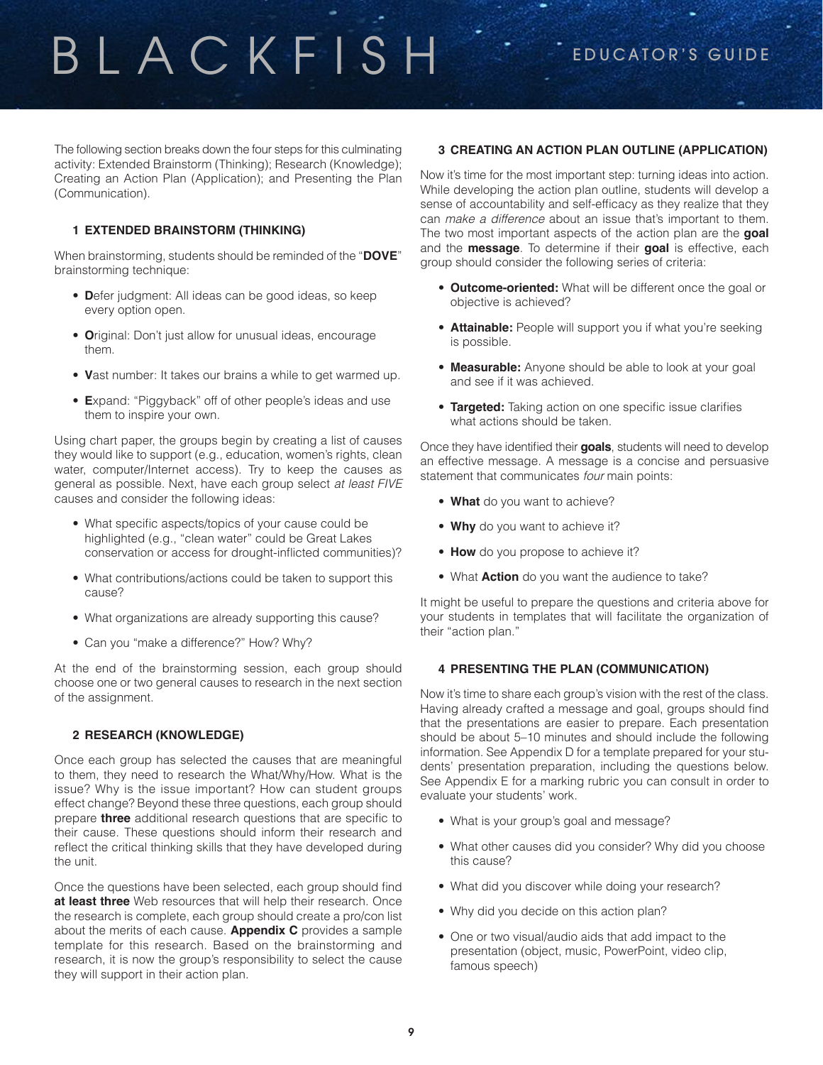The following section breaks down the four steps for this culminating activity: Extended Brainstorm (Thinking); Research (Knowledge); Creating an Action Plan (Application); and Presenting the Plan (Communication).

### 1 EXTENDED BRAINSTORM (THINKING)

When brainstorming, students should be reminded of the "**DOVE**" brainstorming technique:

- **D**efer judgment: All ideas can be good ideas, so keep every option open.
- **O**riginal: Don't just allow for unusual ideas, encourage them.
- **V**ast number: It takes our brains a while to get warmed up.
- **E**xpand: "Piggyback" off of other people's ideas and use them to inspire your own.

Using chart paper, the groups begin by creating a list of causes they would like to support (e.g., education, women's rights, clean water, computer/Internet access). Try to keep the causes as general as possible. Next, have each group select *at least FIVE* causes and consider the following ideas:

- What specific aspects/topics of your cause could be highlighted (e.g., "clean water" could be Great Lakes conservation or access for drought-inflicted communities)?
- What contributions/actions could be taken to support this cause?
- What organizations are already supporting this cause?
- Can you "make a difference?" How? Why?

At the end of the brainstorming session, each group should choose one or two general causes to research in the next section of the assignment.

### 2 RESEARCH (KNOWLEDGE)

Once each group has selected the causes that are meaningful to them, they need to research the What/Why/How. What is the issue? Why is the issue important? How can student groups effect change? Beyond these three questions, each group should prepare **three** additional research questions that are specific to their cause. These questions should inform their research and reflect the critical thinking skills that they have developed during the unit.

Once the questions have been selected, each group should find **at least three** Web resources that will help their research. Once the research is complete, each group should create a pro/con list about the merits of each cause. **Appendix C** provides a sample template for this research. Based on the brainstorming and research, it is now the group's responsibility to select the cause they will support in their action plan.

### 3 CREATING AN ACTION PLAN OUTLINE (APPLICATION)

Now it's time for the most important step: turning ideas into action. While developing the action plan outline, students will develop a sense of accountability and self-efficacy as they realize that they can *make a difference* about an issue that's important to them. The two most important aspects of the action plan are the **goal** and the **message**. To determine if their **goal** is effective, each group should consider the following series of criteria:

- **Outcome-oriented:** What will be different once the goal or objective is achieved?
- **Attainable:** People will support you if what you're seeking is possible.
- **Measurable:** Anyone should be able to look at your goal and see if it was achieved.
- **Targeted:** Taking action on one specific issue clarifies what actions should be taken.

Once they have identified their **goals**, students will need to develop an effective message. A message is a concise and persuasive statement that communicates *four* main points:

- **What** do you want to achieve?
- **Why** do you want to achieve it?
- **How** do you propose to achieve it?
- What **Action** do you want the audience to take?

It might be useful to prepare the questions and criteria above for your students in templates that will facilitate the organization of their "action plan."

### 4 PRESENTING THE PLAN (COMMUNICATION)

Now it's time to share each group's vision with the rest of the class. Having already crafted a message and goal, groups should find that the presentations are easier to prepare. Each presentation should be about 5–10 minutes and should include the following information. See Appendix D for a template prepared for your students' presentation preparation, including the questions below. See Appendix E for a marking rubric you can consult in order to evaluate your students' work.

- What is your group's goal and message?
- What other causes did you consider? Why did you choose this cause?
- What did you discover while doing your research?
- Why did you decide on this action plan?
- One or two visual/audio aids that add impact to the presentation (object, music, PowerPoint, video clip, famous speech)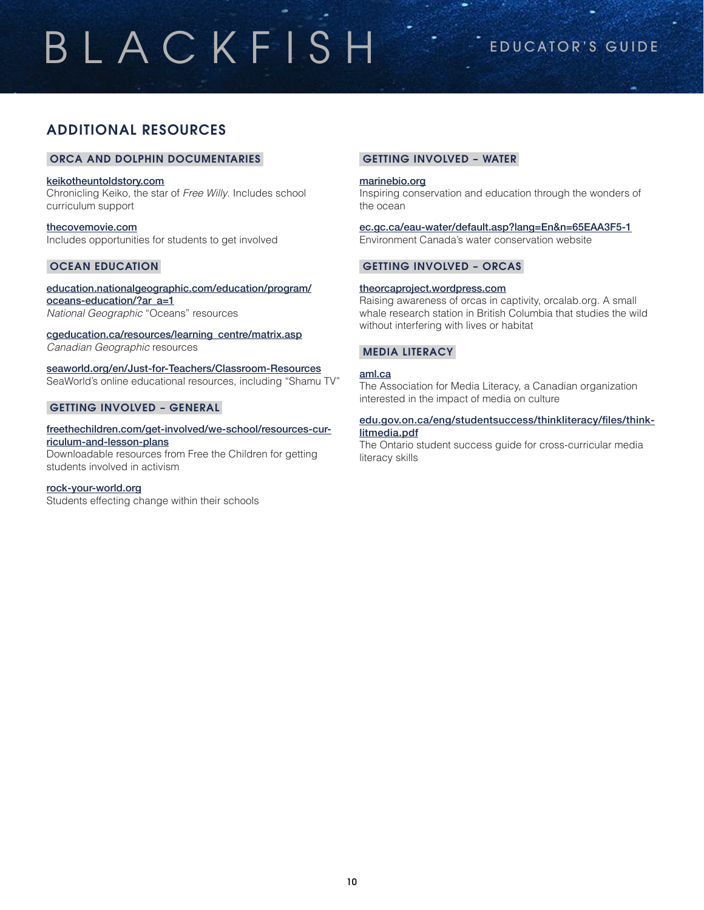## ADDITIONAL RESOURCES

### ORCA AND DOLPHIN DOCUMENTARIES

keikotheuntoldstory.com
Chronicling Keiko, the star of *Free Willy*. Includes school curriculum support

thecovemovie.com
Includes opportunities for students to get involved

### OCEAN EDUCATION

education.nationalgeographic.com/education/program/oceans-education/?ar_a=1
*National Geographic* "Oceans" resources

cgeducation.ca/resources/learning_centre/matrix.asp
*Canadian Geographic* resources

seaworld.org/en/Just-for-Teachers/Classroom-Resources
SeaWorld's online educational resources, including "Shamu TV"

### GETTING INVOLVED – GENERAL

freethechildren.com/get-involved/we-school/resources-curriculum-and-lesson-plans
Downloadable resources from Free the Children for getting students involved in activism

rock-your-world.org
Students effecting change within their schools

### GETTING INVOLVED – WATER

marinebio.org
Inspiring conservation and education through the wonders of the ocean

ec.gc.ca/eau-water/default.asp?lang=En&n=65EAA3F5-1
Environment Canada's water conservation website

### GETTING INVOLVED – ORCAS

theorcaproject.wordpress.com
Raising awareness of orcas in captivity, orcalab.org. A small whale research station in British Columbia that studies the wild without interfering with lives or habitat

### MEDIA LITERACY

aml.ca
The Association for Media Literacy, a Canadian organization interested in the impact of media on culture

edu.gov.on.ca/eng/studentsuccess/thinkliteracy/files/thinklitmedia.pdf
The Ontario student success guide for cross-curricular media literacy skills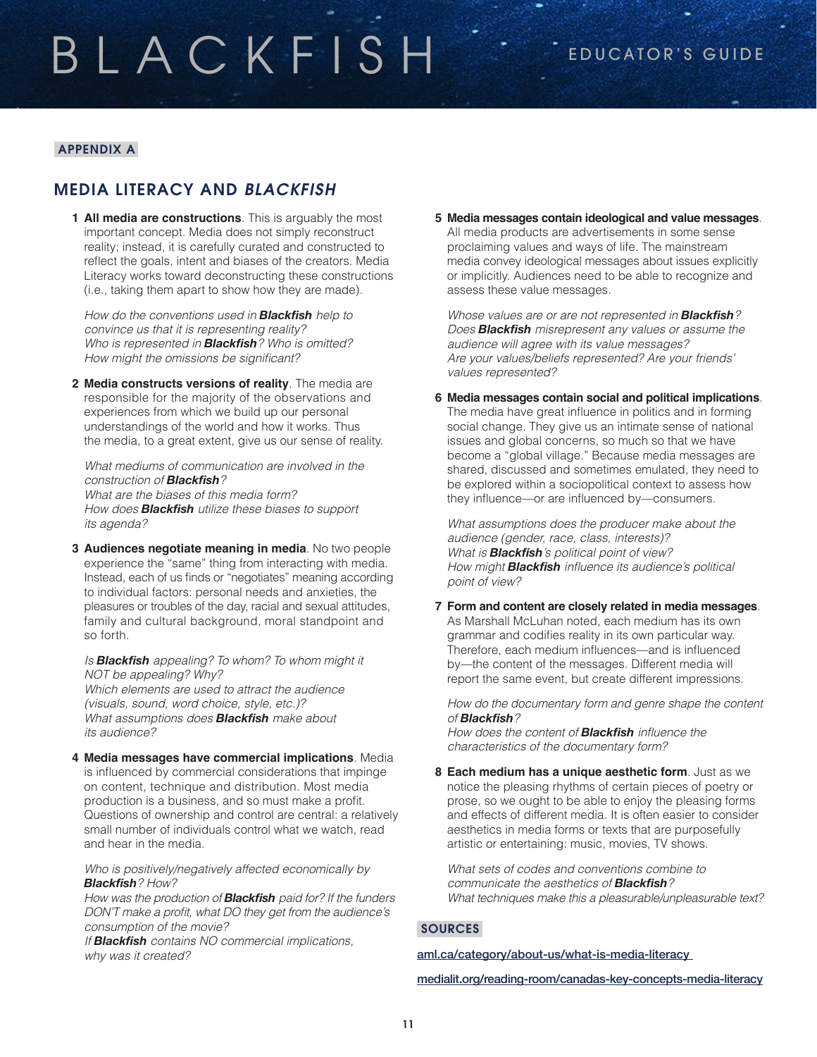**APPENDIX A**

## MEDIA LITERACY AND *BLACKFISH*

1. **All media are constructions**. This is arguably the most important concept. Media does not simply reconstruct reality; instead, it is carefully curated and constructed to reflect the goals, intent and biases of the creators. Media Literacy works toward deconstructing these constructions (i.e., taking them apart to show how they are made).

   *How do the conventions used in* ***Blackfish*** *help to convince us that it is representing reality?*
   *Who is represented in* ***Blackfish****? Who is omitted?*
   *How might the omissions be significant?*

2. **Media constructs versions of reality**. The media are responsible for the majority of the observations and experiences from which we build up our personal understandings of the world and how it works. Thus the media, to a great extent, give us our sense of reality.

   *What mediums of communication are involved in the construction of* ***Blackfish****?*
   *What are the biases of this media form?*
   *How does* ***Blackfish*** *utilize these biases to support its agenda?*

3. **Audiences negotiate meaning in media**. No two people experience the "same" thing from interacting with media. Instead, each of us finds or "negotiates" meaning according to individual factors: personal needs and anxieties, the pleasures or troubles of the day, racial and sexual attitudes, family and cultural background, moral standpoint and so forth.

   *Is* ***Blackfish*** *appealing? To whom? To whom might it NOT be appealing? Why?*
   *Which elements are used to attract the audience (visuals, sound, word choice, style, etc.)?*
   *What assumptions does* ***Blackfish*** *make about its audience?*

4. **Media messages have commercial implications**. Media is influenced by commercial considerations that impinge on content, technique and distribution. Most media production is a business, and so must make a profit. Questions of ownership and control are central: a relatively small number of individuals control what we watch, read and hear in the media.

   *Who is positively/negatively affected economically by* ***Blackfish****? How?*
   *How was the production of* ***Blackfish*** *paid for? If the funders DON'T make a profit, what DO they get from the audience's consumption of the movie?*
   *If* ***Blackfish*** *contains NO commercial implications, why was it created?*

5. **Media messages contain ideological and value messages**. All media products are advertisements in some sense proclaiming values and ways of life. The mainstream media convey ideological messages about issues explicitly or implicitly. Audiences need to be able to recognize and assess these value messages.

   *Whose values are or are not represented in* ***Blackfish****?*
   *Does* ***Blackfish*** *misrepresent any values or assume the audience will agree with its value messages?*
   *Are your values/beliefs represented? Are your friends' values represented?*

6. **Media messages contain social and political implications**. The media have great influence in politics and in forming social change. They give us an intimate sense of national issues and global concerns, so much so that we have become a "global village." Because media messages are shared, discussed and sometimes emulated, they need to be explored within a sociopolitical context to assess how they influence—or are influenced by—consumers.

   *What assumptions does the producer make about the audience (gender, race, class, interests)?*
   *What is* ***Blackfish****'s political point of view?*
   *How might* ***Blackfish*** *influence its audience's political point of view?*

7. **Form and content are closely related in media messages**. As Marshall McLuhan noted, each medium has its own grammar and codifies reality in its own particular way. Therefore, each medium influences—and is influenced by—the content of the messages. Different media will report the same event, but create different impressions.

   *How do the documentary form and genre shape the content of* ***Blackfish****?*
   *How does the content of* ***Blackfish*** *influence the characteristics of the documentary form?*

8. **Each medium has a unique aesthetic form**. Just as we notice the pleasing rhythms of certain pieces of poetry or prose, so we ought to be able to enjoy the pleasing forms and effects of different media. It is often easier to consider aesthetics in media forms or texts that are purposefully artistic or entertaining: music, movies, TV shows.

   *What sets of codes and conventions combine to communicate the aesthetics of* ***Blackfish****?*
   *What techniques make this a pleasurable/unpleasurable text?*

**SOURCES**

aml.ca/category/about-us/what-is-media-literacy

medialit.org/reading-room/canadas-key-concepts-media-literacy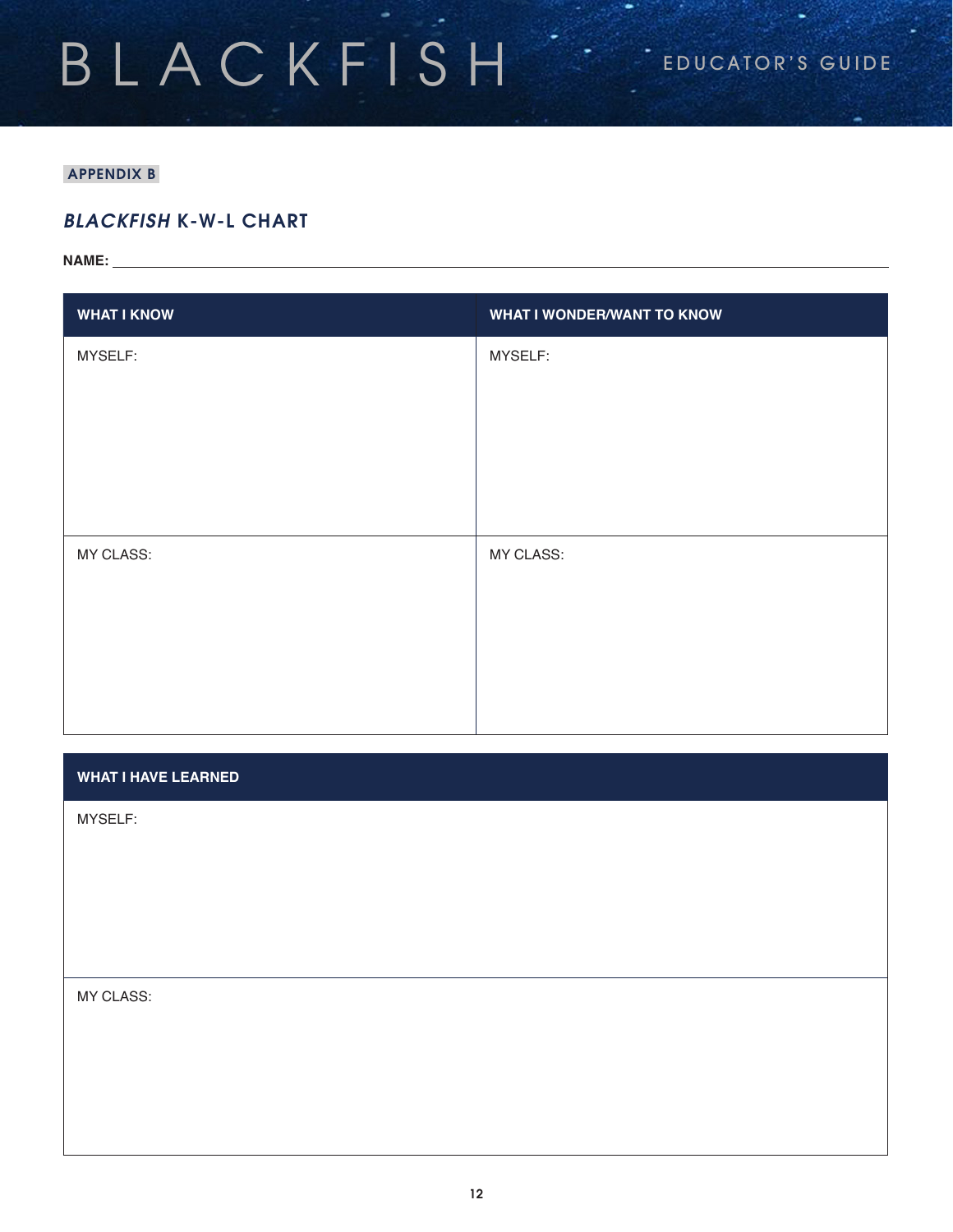APPENDIX B

## *BLACKFISH* K-W-L CHART

**NAME:** ______________________________

| WHAT I KNOW | WHAT I WONDER/WANT TO KNOW |
| --- | --- |
| MYSELF: | MYSELF: |
| MY CLASS: | MY CLASS: |

| WHAT I HAVE LEARNED |
| --- |
| MYSELF: |
| MY CLASS: |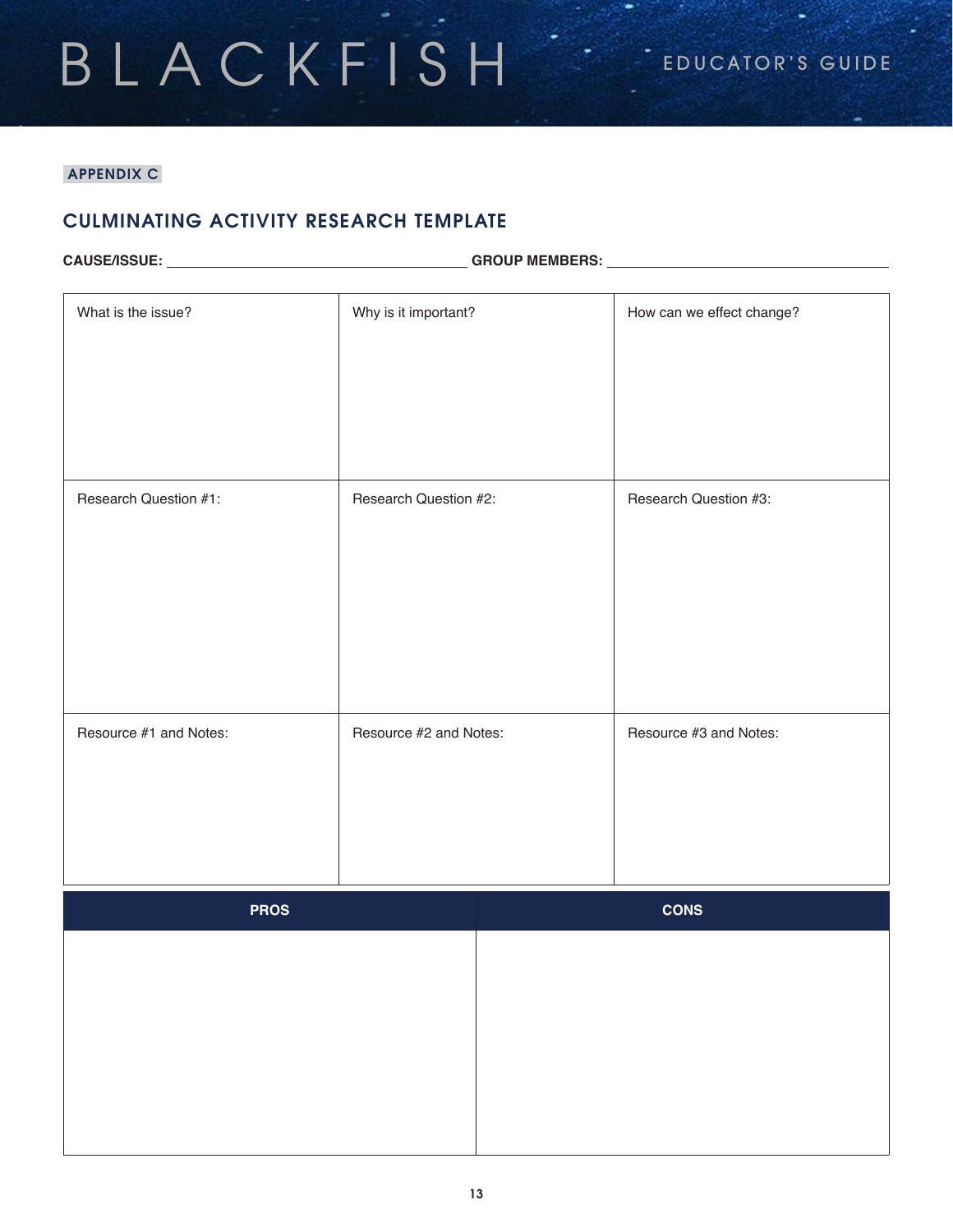**APPENDIX C**

## CULMINATING ACTIVITY RESEARCH TEMPLATE

**CAUSE/ISSUE:** ______________________ **GROUP MEMBERS:** ______________________

| What is the issue? | Why is it important? | How can we effect change? |
|---|---|---|
| Research Question #1: | Research Question #2: | Research Question #3: |
| Resource #1 and Notes: | Resource #2 and Notes: | Resource #3 and Notes: |

| PROS | CONS |
|---|---|
| | |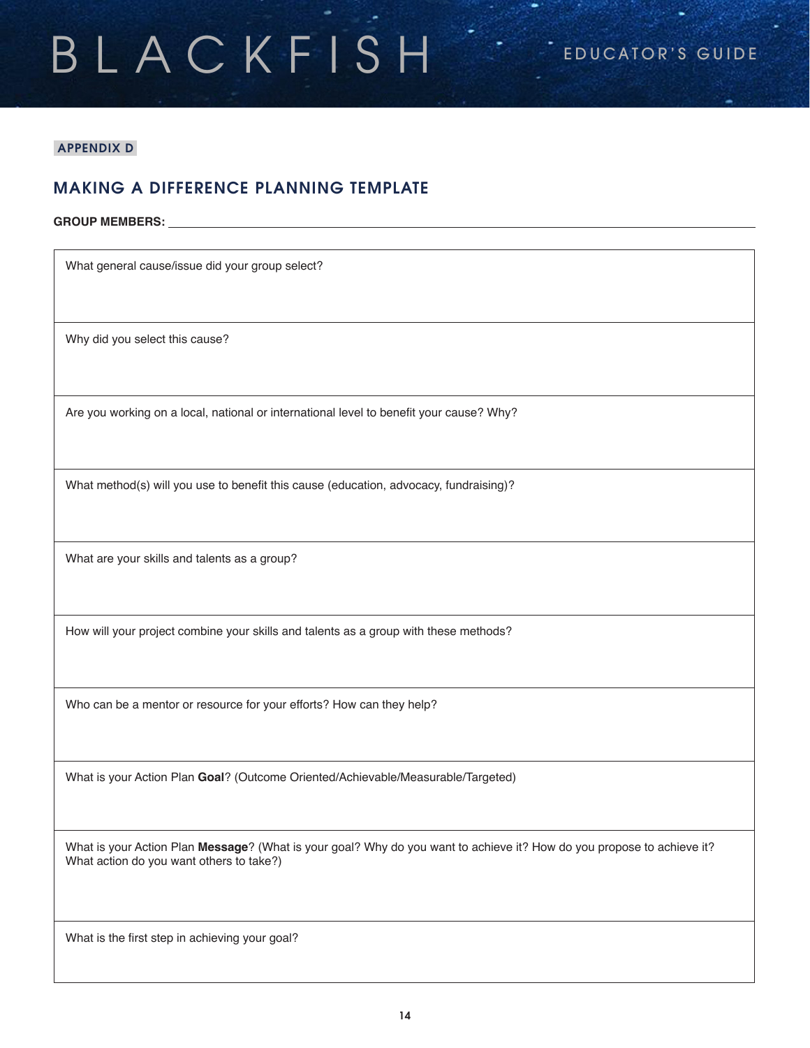APPENDIX D

## MAKING A DIFFERENCE PLANNING TEMPLATE

**GROUP MEMBERS:** ______________________________________________

| |
|---|
| What general cause/issue did your group select? |
| Why did you select this cause? |
| Are you working on a local, national or international level to benefit your cause? Why? |
| What method(s) will you use to benefit this cause (education, advocacy, fundraising)? |
| What are your skills and talents as a group? |
| How will your project combine your skills and talents as a group with these methods? |
| Who can be a mentor or resource for your efforts? How can they help? |
| What is your Action Plan **Goal**? (Outcome Oriented/Achievable/Measurable/Targeted) |
| What is your Action Plan **Message**? (What is your goal? Why do you want to achieve it? How do you propose to achieve it? What action do you want others to take?) |
| What is the first step in achieving your goal? |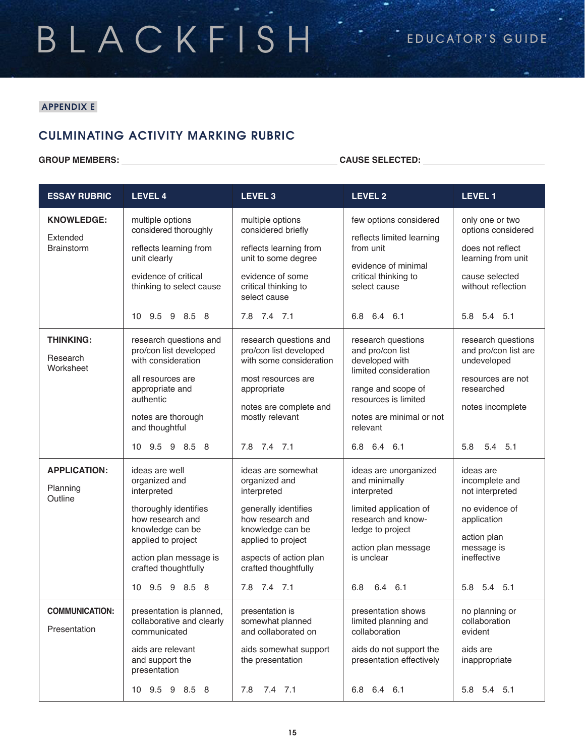APPENDIX E

## CULMINATING ACTIVITY MARKING RUBRIC

**GROUP MEMBERS:** ______________________________ **CAUSE SELECTED:** ____________________

| ESSAY RUBRIC | LEVEL 4 | LEVEL 3 | LEVEL 2 | LEVEL 1 |
|---|---|---|---|---|
| **KNOWLEDGE:**<br>Extended Brainstorm | multiple options considered thoroughly<br>reflects learning from unit clearly<br>evidence of critical thinking to select cause<br>10 9.5 9 8.5 8 | multiple options considered briefly<br>reflects learning from unit to some degree<br>evidence of some critical thinking to select cause<br>7.8 7.4 7.1 | few options considered<br>reflects limited learning from unit<br>evidence of minimal critical thinking to select cause<br>6.8 6.4 6.1 | only one or two options considered<br>does not reflect learning from unit<br>cause selected without reflection<br>5.8 5.4 5.1 |
| **THINKING:**<br>Research Worksheet | research questions and pro/con list developed with consideration<br>all resources are appropriate and authentic<br>notes are thorough and thoughtful<br>10 9.5 9 8.5 8 | research questions and pro/con list developed with some consideration<br>most resources are appropriate<br>notes are complete and mostly relevant<br>7.8 7.4 7.1 | research questions and pro/con list developed with limited consideration<br>range and scope of resources is limited<br>notes are minimal or not relevant<br>6.8 6.4 6.1 | research questions and pro/con list are undeveloped<br>resources are not researched<br>notes incomplete<br>5.8 5.4 5.1 |
| **APPLICATION:**<br>Planning Outline | ideas are well organized and interpreted<br>thoroughly identifies how research and knowledge can be applied to project<br>action plan message is crafted thoughtfully<br>10 9.5 9 8.5 8 | ideas are somewhat organized and interpreted<br>generally identifies how research and knowledge can be applied to project<br>aspects of action plan crafted thoughtfully<br>7.8 7.4 7.1 | ideas are unorganized and minimally interpreted<br>limited application of research and know-ledge to project<br>action plan message is unclear<br>6.8 6.4 6.1 | ideas are incomplete and not interpreted<br>no evidence of application<br>action plan message is ineffective<br>5.8 5.4 5.1 |
| **COMMUNICATION:**<br>Presentation | presentation is planned, collaborative and clearly communicated<br>aids are relevant and support the presentation<br>10 9.5 9 8.5 8 | presentation is somewhat planned and collaborated on<br>aids somewhat support the presentation<br>7.8 7.4 7.1 | presentation shows limited planning and collaboration<br>aids do not support the presentation effectively<br>6.8 6.4 6.1 | no planning or collaboration evident<br>aids are inappropriate<br>5.8 5.4 5.1 |